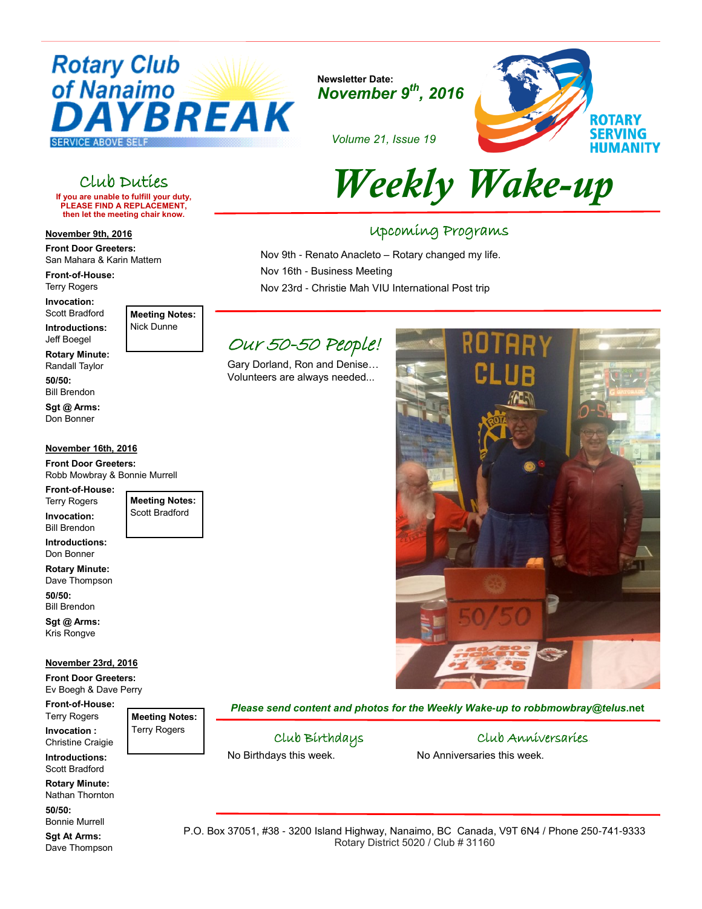# Rotary Club of Nanaimo DAYBREAK

SERVICE ABOVE SELF

**Newsletter Date:**
***November 9th, 2016***

*Volume 21, Issue 19*

ROTARY SERVING HUMANITY

# *Weekly Wake-up*

## Upcoming Programs

Nov 9th - Renato Anacleto – Rotary changed my life.

Nov 16th - Business Meeting

Nov 23rd - Christie Mah VIU International Post trip

## *Our 50-50 People!*

Gary Dorland, Ron and Denise…
Volunteers are always needed...

***Please send content and photos for the Weekly Wake-up to robbmowbray@telus.net***

## Club Birthdays

No Birthdays this week.

## Club Anniversaries

No Anniversaries this week.

## Club Duties

**If you are unable to fulfill your duty, PLEASE FIND A REPLACEMENT, then let the meeting chair know.**

**November 9th, 2016**

**Front Door Greeters:**
San Mahara & Karin Mattern

**Front-of-House:**
Terry Rogers

**Invocation:**
Scott Bradford

**Introductions:**
Jeff Boegel

**Rotary Minute:**
Randall Taylor

**50/50:**
Bill Brendon

**Sgt @ Arms:**
Don Bonner

**Meeting Notes:**
Nick Dunne

**November 16th, 2016**

**Front Door Greeters:**
Robb Mowbray & Bonnie Murrell

**Front-of-House:**
Terry Rogers

**Invocation:**
Bill Brendon

**Introductions:**
Don Bonner

**Rotary Minute:**
Dave Thompson

**50/50:**
Bill Brendon

**Sgt @ Arms:**
Kris Rongve

**Meeting Notes:**
Scott Bradford

**November 23rd, 2016**

**Front Door Greeters:**
Ev Boegh & Dave Perry

**Front-of-House:**
Terry Rogers

**Invocation :**
Christine Craigie

**Introductions:**
Scott Bradford

**Rotary Minute:**
Nathan Thornton

**50/50:**
Bonnie Murrell

**Sgt At Arms:**
Dave Thompson

**Meeting Notes:**
Terry Rogers

P.O. Box 37051, #38 - 3200 Island Highway, Nanaimo, BC Canada, V9T 6N4 / Phone 250-741-9333
Rotary District 5020 / Club # 31160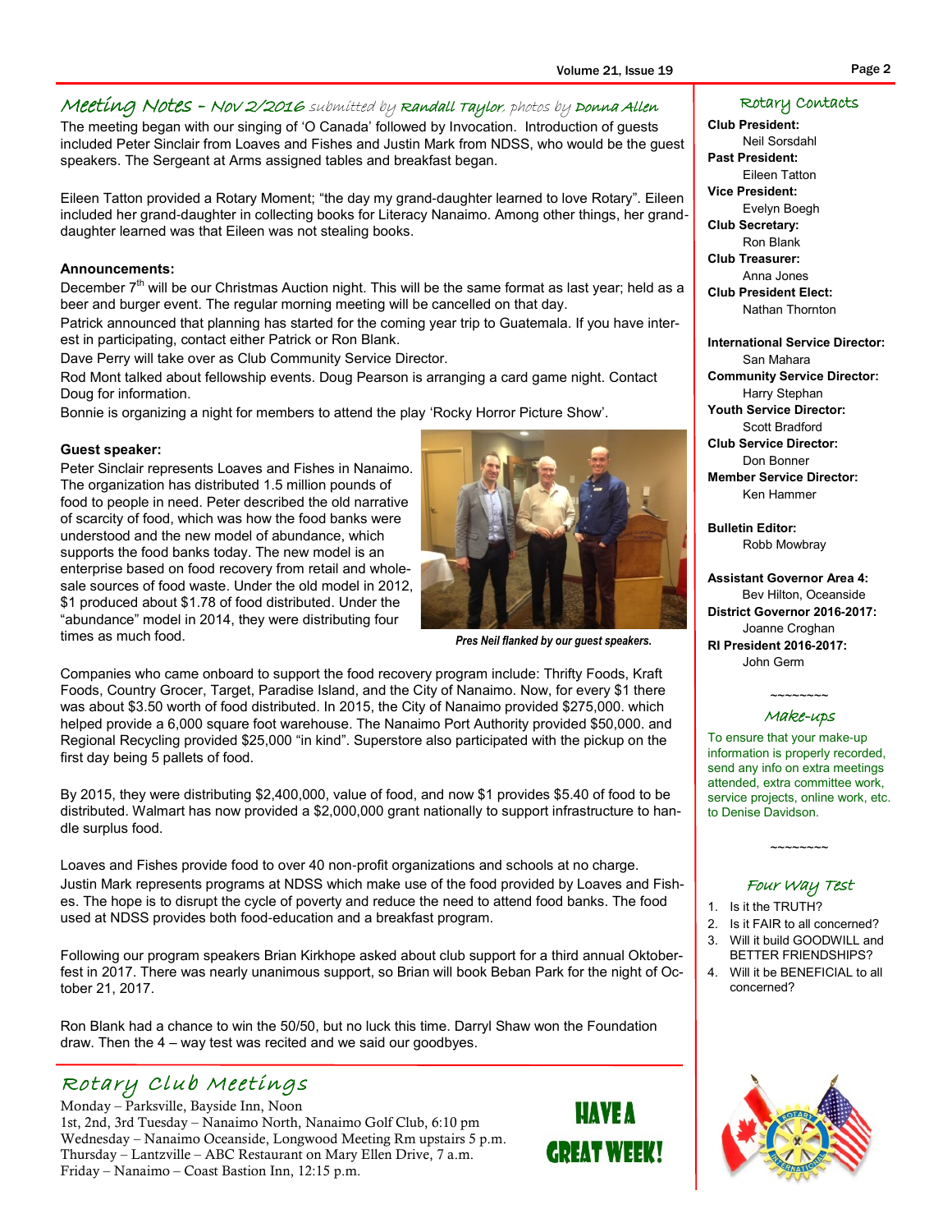## Meeting Notes - Nov 2/2016 *submitted by* Randall Taylor, *photos by* Donna Allen

The meeting began with our singing of 'O Canada' followed by Invocation. Introduction of guests included Peter Sinclair from Loaves and Fishes and Justin Mark from NDSS, who would be the guest speakers. The Sergeant at Arms assigned tables and breakfast began.

Eileen Tatton provided a Rotary Moment; "the day my grand-daughter learned to love Rotary". Eileen included her grand-daughter in collecting books for Literacy Nanaimo. Among other things, her grand-daughter learned was that Eileen was not stealing books.

**Announcements:**

December 7th will be our Christmas Auction night. This will be the same format as last year; held as a beer and burger event. The regular morning meeting will be cancelled on that day.

Patrick announced that planning has started for the coming year trip to Guatemala. If you have interest in participating, contact either Patrick or Ron Blank.

Dave Perry will take over as Club Community Service Director.

Rod Mont talked about fellowship events. Doug Pearson is arranging a card game night. Contact Doug for information.

Bonnie is organizing a night for members to attend the play 'Rocky Horror Picture Show'.

**Guest speaker:**

Peter Sinclair represents Loaves and Fishes in Nanaimo. The organization has distributed 1.5 million pounds of food to people in need. Peter described the old narrative of scarcity of food, which was how the food banks were understood and the new model of abundance, which supports the food banks today. The new model is an enterprise based on food recovery from retail and wholesale sources of food waste. Under the old model in 2012, $1 produced about $1.78 of food distributed. Under the "abundance" model in 2014, they were distributing four times as much food.

*Pres Neil flanked by our guest speakers.*

Companies who came onboard to support the food recovery program include: Thrifty Foods, Kraft Foods, Country Grocer, Target, Paradise Island, and the City of Nanaimo. Now, for every $1 there was about $3.50 worth of food distributed. In 2015, the City of Nanaimo provided $275,000. which helped provide a 6,000 square foot warehouse. The Nanaimo Port Authority provided $50,000. and Regional Recycling provided $25,000 "in kind". Superstore also participated with the pickup on the first day being 5 pallets of food.

By 2015, they were distributing $2,400,000, value of food, and now $1 provides $5.40 of food to be distributed. Walmart has now provided a $2,000,000 grant nationally to support infrastructure to handle surplus food.

Loaves and Fishes provide food to over 40 non-profit organizations and schools at no charge.

Justin Mark represents programs at NDSS which make use of the food provided by Loaves and Fishes. The hope is to disrupt the cycle of poverty and reduce the need to attend food banks. The food used at NDSS provides both food-education and a breakfast program.

Following our program speakers Brian Kirkhope asked about club support for a third annual Oktoberfest in 2017. There was nearly unanimous support, so Brian will book Beban Park for the night of October 21, 2017.

Ron Blank had a chance to win the 50/50, but no luck this time. Darryl Shaw won the Foundation draw. Then the 4 – way test was recited and we said our goodbyes.

## Rotary Club Meetings

Monday – Parksville, Bayside Inn, Noon
1st, 2nd, 3rd Tuesday – Nanaimo North, Nanaimo Golf Club, 6:10 pm
Wednesday – Nanaimo Oceanside, Longwood Meeting Rm upstairs 5 p.m.
Thursday – Lantzville – ABC Restaurant on Mary Ellen Drive, 7 a.m.
Friday – Nanaimo – Coast Bastion Inn, 12:15 p.m.

**HAVE A GREAT WEEK!**

## Rotary Contacts

**Club President:** Neil Sorsdahl
**Past President:** Eileen Tatton
**Vice President:** Evelyn Boegh
**Club Secretary:** Ron Blank
**Club Treasurer:** Anna Jones
**Club President Elect:** Nathan Thornton

**International Service Director:** San Mahara
**Community Service Director:** Harry Stephan
**Youth Service Director:** Scott Bradford
**Club Service Director:** Don Bonner
**Member Service Director:** Ken Hammer

**Bulletin Editor:** Robb Mowbray

**Assistant Governor Area 4:** Bev Hilton, Oceanside
**District Governor 2016-2017:** Joanne Croghan
**RI President 2016-2017:** John Germ

~~~~~~~~

## Make-ups

To ensure that your make-up information is properly recorded, send any info on extra meetings attended, extra committee work, service projects, online work, etc. to Denise Davidson.

~~~~~~~~

## Four Way Test

1. Is it the TRUTH?
2. Is it FAIR to all concerned?
3. Will it build GOODWILL and BETTER FRIENDSHIPS?
4. Will it be BENEFICIAL to all concerned?